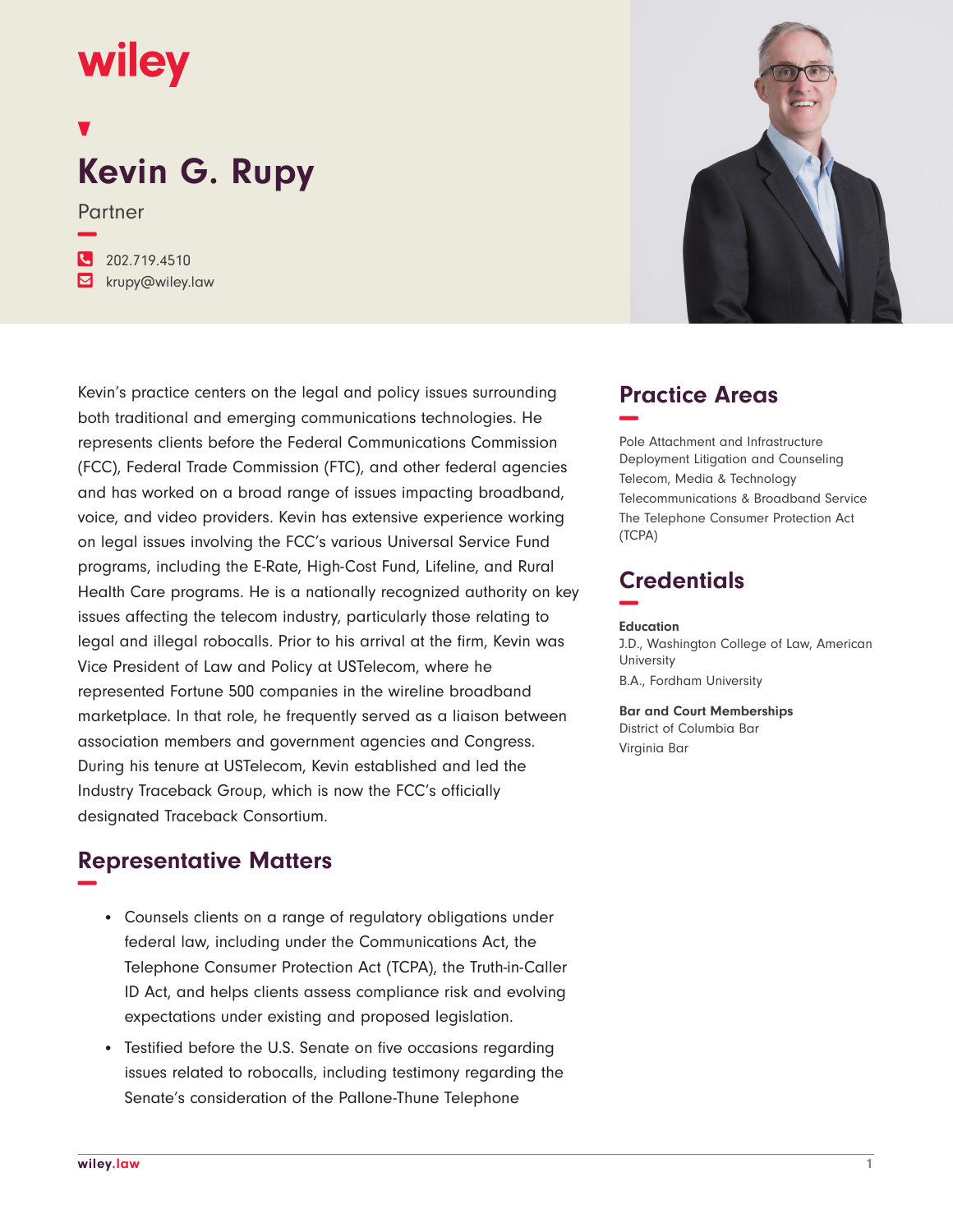wiley

# Kevin G. Rupy

Partner

202.719.4510

krupy@wiley.law

Kevin's practice centers on the legal and policy issues surrounding both traditional and emerging communications technologies. He represents clients before the Federal Communications Commission (FCC), Federal Trade Commission (FTC), and other federal agencies and has worked on a broad range of issues impacting broadband, voice, and video providers. Kevin has extensive experience working on legal issues involving the FCC's various Universal Service Fund programs, including the E-Rate, High-Cost Fund, Lifeline, and Rural Health Care programs. He is a nationally recognized authority on key issues affecting the telecom industry, particularly those relating to legal and illegal robocalls. Prior to his arrival at the firm, Kevin was Vice President of Law and Policy at USTelecom, where he represented Fortune 500 companies in the wireline broadband marketplace. In that role, he frequently served as a liaison between association members and government agencies and Congress. During his tenure at USTelecom, Kevin established and led the Industry Traceback Group, which is now the FCC's officially designated Traceback Consortium.

## Representative Matters

- Counsels clients on a range of regulatory obligations under federal law, including under the Communications Act, the Telephone Consumer Protection Act (TCPA), the Truth-in-Caller ID Act, and helps clients assess compliance risk and evolving expectations under existing and proposed legislation.
- Testified before the U.S. Senate on five occasions regarding issues related to robocalls, including testimony regarding the Senate's consideration of the Pallone-Thune Telephone

## Practice Areas

Pole Attachment and Infrastructure Deployment Litigation and Counseling

Telecom, Media & Technology

Telecommunications & Broadband Service

The Telephone Consumer Protection Act (TCPA)

## Credentials

**Education**

J.D., Washington College of Law, American University

B.A., Fordham University

**Bar and Court Memberships**

District of Columbia Bar

Virginia Bar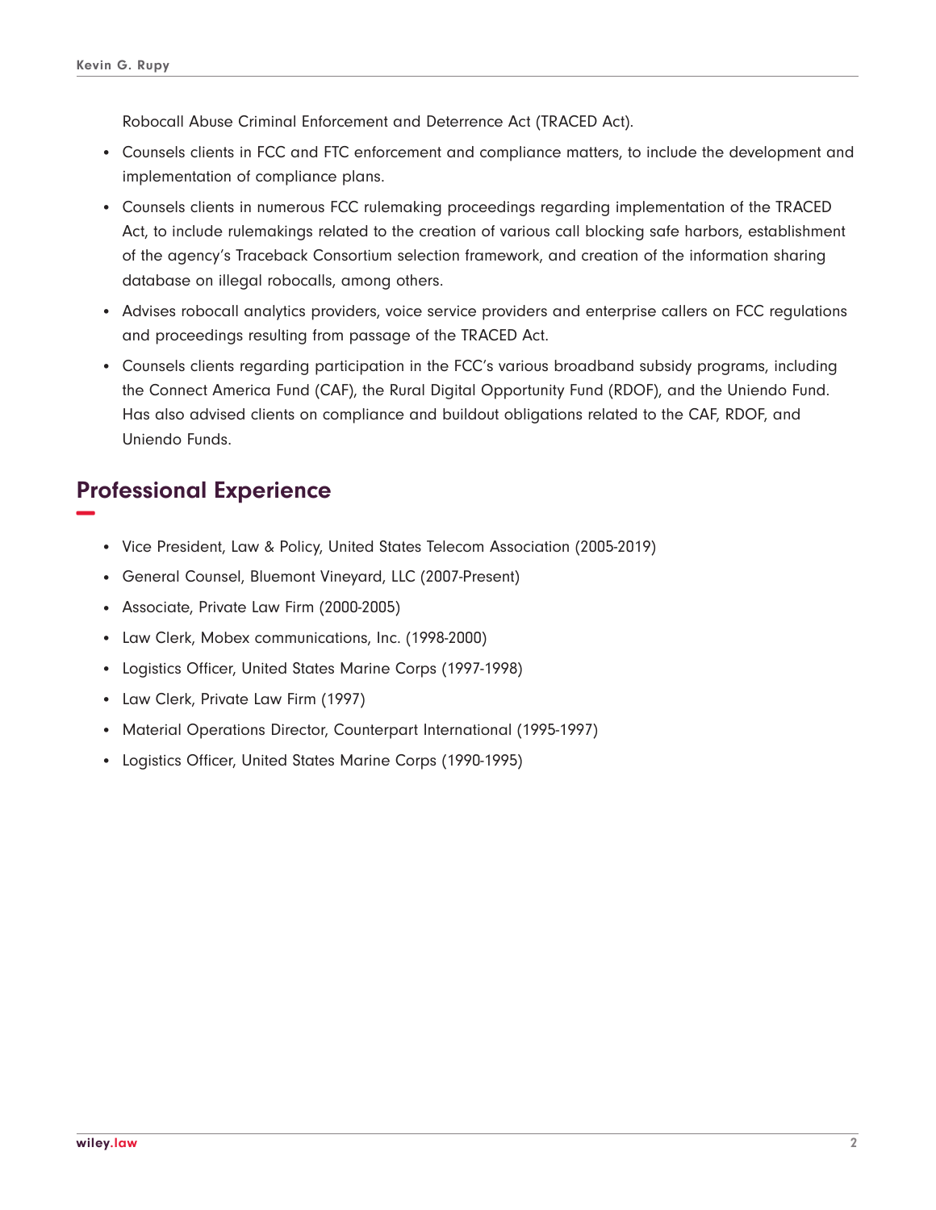Robocall Abuse Criminal Enforcement and Deterrence Act (TRACED Act).

- Counsels clients in FCC and FTC enforcement and compliance matters, to include the development and implementation of compliance plans.
- Counsels clients in numerous FCC rulemaking proceedings regarding implementation of the TRACED Act, to include rulemakings related to the creation of various call blocking safe harbors, establishment of the agency's Traceback Consortium selection framework, and creation of the information sharing database on illegal robocalls, among others.
- Advises robocall analytics providers, voice service providers and enterprise callers on FCC regulations and proceedings resulting from passage of the TRACED Act.
- Counsels clients regarding participation in the FCC's various broadband subsidy programs, including the Connect America Fund (CAF), the Rural Digital Opportunity Fund (RDOF), and the Uniendo Fund. Has also advised clients on compliance and buildout obligations related to the CAF, RDOF, and Uniendo Funds.

## Professional Experience

- Vice President, Law & Policy, United States Telecom Association (2005-2019)
- General Counsel, Bluemont Vineyard, LLC (2007-Present)
- Associate, Private Law Firm (2000-2005)
- Law Clerk, Mobex communications, Inc. (1998-2000)
- Logistics Officer, United States Marine Corps (1997-1998)
- Law Clerk, Private Law Firm (1997)
- Material Operations Director, Counterpart International (1995-1997)
- Logistics Officer, United States Marine Corps (1990-1995)